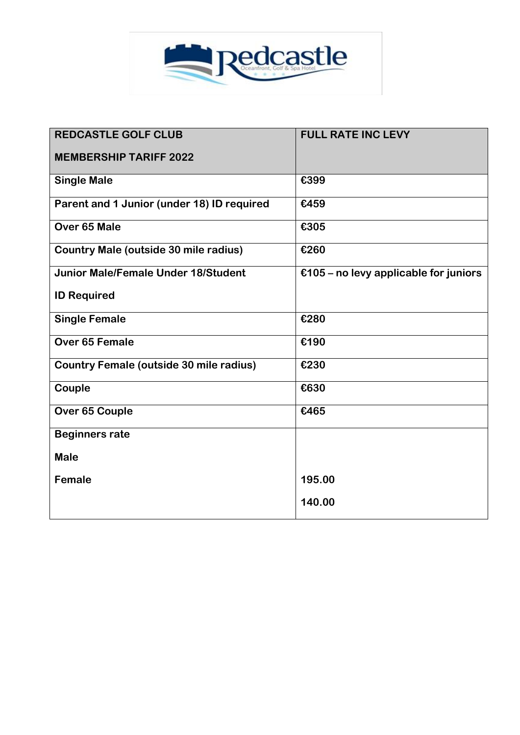| REDCASTLE GOLF CLUB<br><br>MEMBERSHIP TARIFF 2022 | FULL RATE INC LEVY |
|---|---|
| Single Male | €399 |
| Parent and 1 Junior (under 18) ID required | €459 |
| Over 65 Male | €305 |
| Country Male (outside 30 mile radius) | €260 |
| Junior Male/Female Under 18/Student<br><br>ID Required | €105 – no levy applicable for juniors |
| Single Female | €280 |
| Over 65 Female | €190 |
| Country Female (outside 30 mile radius) | €230 |
| Couple | €630 |
| Over 65 Couple | €465 |
| Beginners rate<br><br>Male<br><br>Female | <br><br><br><br>195.00<br><br>140.00 |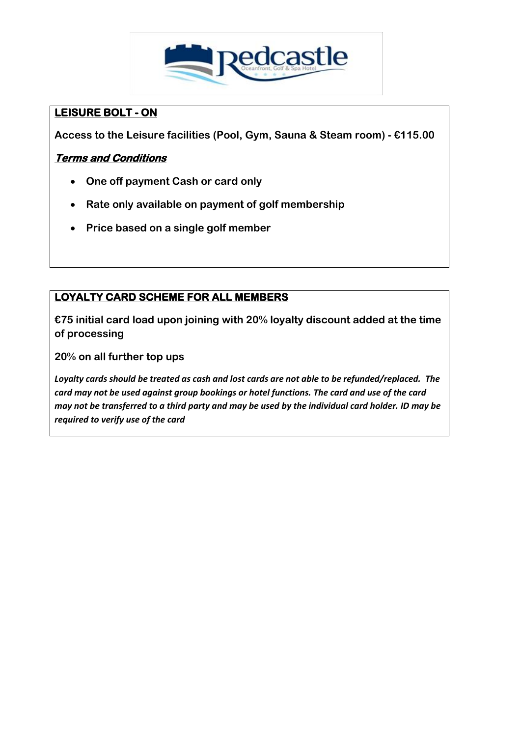## LEISURE BOLT - ON

**Access to the Leisure facilities (Pool, Gym, Sauna & Steam room) - €115.00**

***Terms and Conditions***

- **One off payment Cash or card only**
- **Rate only available on payment of golf membership**
- **Price based on a single golf member**

## LOYALTY CARD SCHEME FOR ALL MEMBERS

**€75 initial card load upon joining with 20% loyalty discount added at the time of processing**

**20% on all further top ups**

***Loyalty cards should be treated as cash and lost cards are not able to be refunded/replaced. The card may not be used against group bookings or hotel functions. The card and use of the card may not be transferred to a third party and may be used by the individual card holder. ID may be required to verify use of the card***